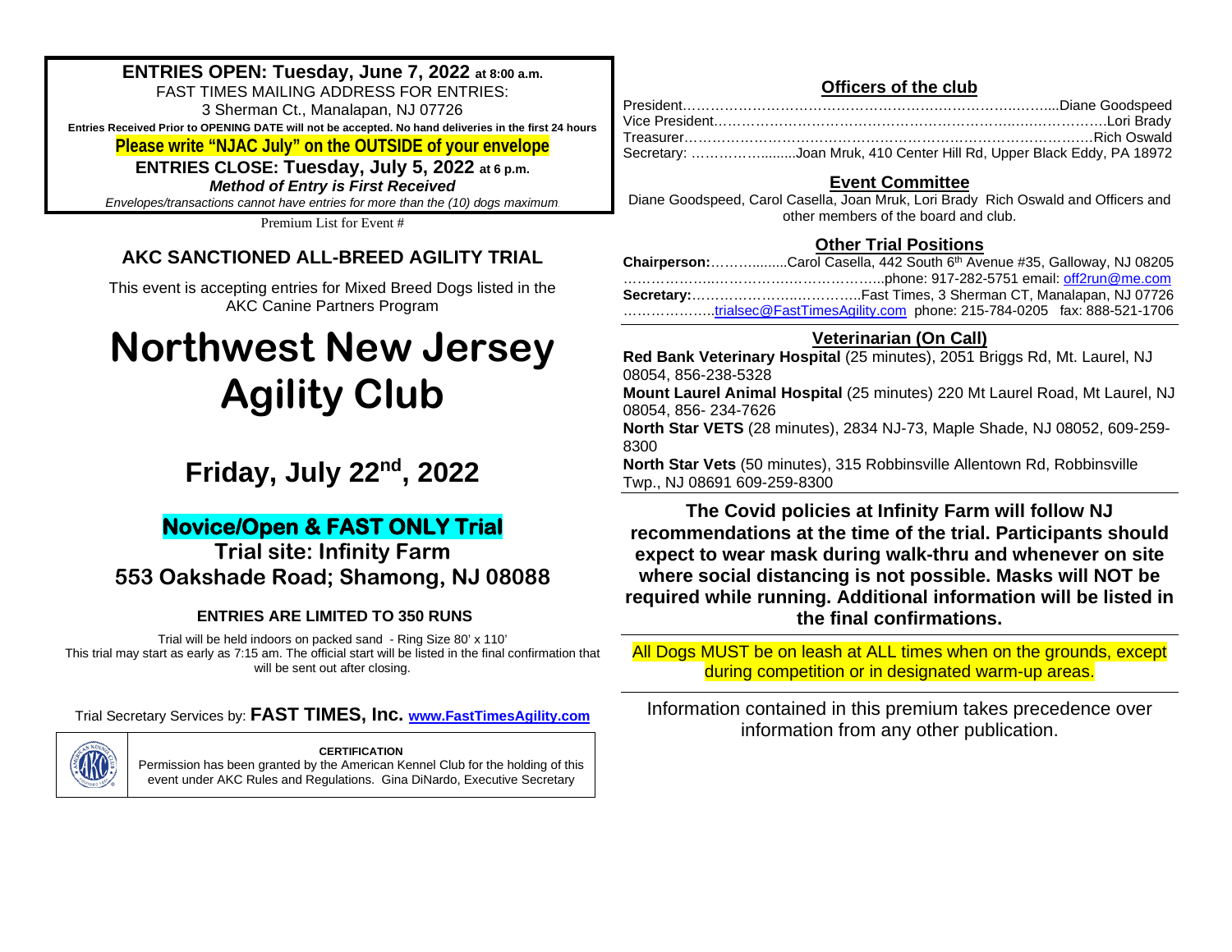**ENTRIES OPEN: Tuesday, June 7, 2022 at 8:00 a.m.**

FAST TIMES MAILING ADDRESS FOR ENTRIES:

3 Sherman Ct., Manalapan, NJ 07726

**Entries Received Prior to OPENING DATE will not be accepted. No hand deliveries in the first 24 hours**

**Please write "NJAC July" on the OUTSIDE of your envelope**

**ENTRIES CLOSE: Tuesday, July 5, 2022 at 6 p.m.**

***Method of Entry is First Received***

*Envelopes/transactions cannot have entries for more than the (10) dogs maximum.*

Premium List for Event #

## AKC SANCTIONED ALL-BREED AGILITY TRIAL

This event is accepting entries for Mixed Breed Dogs listed in the AKC Canine Partners Program

# Northwest New Jersey Agility Club

## Friday, July 22nd, 2022

### Novice/Open & FAST ONLY Trial

**Trial site: Infinity Farm**

**553 Oakshade Road; Shamong, NJ 08088**

**ENTRIES ARE LIMITED TO 350 RUNS**

Trial will be held indoors on packed sand - Ring Size 80' x 110'

This trial may start as early as 7:15 am. The official start will be listed in the final confirmation that will be sent out after closing.

Trial Secretary Services by: **FAST TIMES, Inc. www.FastTimesAgility.com**

**CERTIFICATION**

Permission has been granted by the American Kennel Club for the holding of this event under AKC Rules and Regulations. Gina DiNardo, Executive Secretary

### Officers of the club

President……………………………………………………………………....Diane Goodspeed

Vice President…………………………………………………………………………….Lori Brady

Treasurer……………………………………………………………………………………Rich Oswald

Secretary: ……………........Joan Mruk, 410 Center Hill Rd, Upper Black Eddy, PA 18972

### Event Committee

Diane Goodspeed, Carol Casella, Joan Mruk, Lori Brady Rich Oswald and Officers and other members of the board and club.

### Other Trial Positions

**Chairperson:**……….......Carol Casella, 442 South 6th Avenue #35, Galloway, NJ 08205

…………………………………………………...phone: 917-282-5751 email: off2run@me.com

**Secretary:**………………………………..Fast Times, 3 Sherman CT, Manalapan, NJ 07726

………………..trialsec@FastTimesAgility.com phone: 215-784-0205 fax: 888-521-1706

### Veterinarian (On Call)

**Red Bank Veterinary Hospital** (25 minutes), 2051 Briggs Rd, Mt. Laurel, NJ 08054, 856-238-5328

**Mount Laurel Animal Hospital** (25 minutes) 220 Mt Laurel Road, Mt Laurel, NJ 08054, 856- 234-7626

**North Star VETS** (28 minutes), 2834 NJ-73, Maple Shade, NJ 08052, 609-259-8300

**North Star Vets** (50 minutes), 315 Robbinsville Allentown Rd, Robbinsville Twp., NJ 08691 609-259-8300

**The Covid policies at Infinity Farm will follow NJ recommendations at the time of the trial. Participants should expect to wear mask during walk-thru and whenever on site where social distancing is not possible. Masks will NOT be required while running. Additional information will be listed in the final confirmations.**

All Dogs MUST be on leash at ALL times when on the grounds, except during competition or in designated warm-up areas.

Information contained in this premium takes precedence over information from any other publication.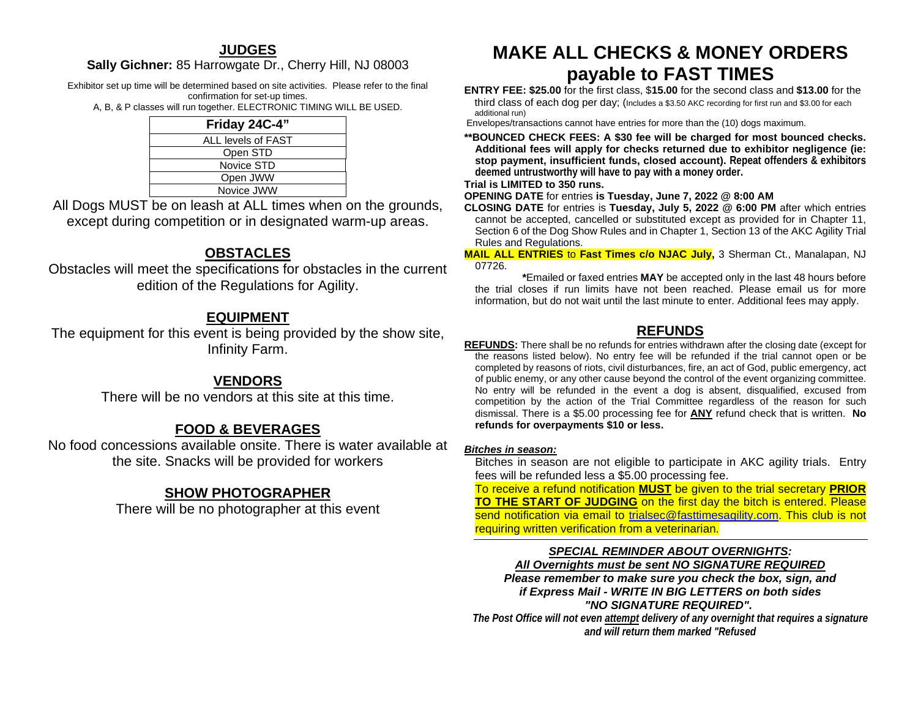## JUDGES

**Sally Gichner:** 85 Harrowgate Dr., Cherry Hill, NJ 08003

Exhibitor set up time will be determined based on site activities. Please refer to the final confirmation for set-up times.

A, B, & P classes will run together. ELECTRONIC TIMING WILL BE USED.

| Friday 24C-4” |
|---|
| ALL levels of FAST |
| Open STD |
| Novice STD |
| Open JWW |
| Novice JWW |

All Dogs MUST be on leash at ALL times when on the grounds, except during competition or in designated warm-up areas.

## OBSTACLES

Obstacles will meet the specifications for obstacles in the current edition of the Regulations for Agility.

## EQUIPMENT

The equipment for this event is being provided by the show site, Infinity Farm.

## VENDORS

There will be no vendors at this site at this time.

## FOOD & BEVERAGES

No food concessions available onsite. There is water available at the site. Snacks will be provided for workers

## SHOW PHOTOGRAPHER

There will be no photographer at this event

# MAKE ALL CHECKS & MONEY ORDERS payable to FAST TIMES

**ENTRY FEE: $25.00** for the first class, $**15.00** for the second class and **$13.00** for the third class of each dog per day; (Includes a $3.50 AKC recording for first run and $3.00 for each additional run)

Envelopes/transactions cannot have entries for more than the (10) dogs maximum.

****BOUNCED CHECK FEES: A $30 fee will be charged for most bounced checks. Additional fees will apply for checks returned due to exhibitor negligence (ie: stop payment, insufficient funds, closed account). Repeat offenders & exhibitors deemed untrustworthy will have to pay with a money order.**

**Trial is LIMITED to 350 runs.**

**OPENING DATE** for entries **is Tuesday, June 7, 2022 @ 8:00 AM**

**CLOSING DATE** for entries is **Tuesday, July 5, 2022 @ 6:00 PM** after which entries cannot be accepted, cancelled or substituted except as provided for in Chapter 11, Section 6 of the Dog Show Rules and in Chapter 1, Section 13 of the AKC Agility Trial Rules and Regulations.

**MAIL ALL ENTRIES** to **Fast Times c/o NJAC July,** 3 Sherman Ct., Manalapan, NJ 07726.

***Emailed or faxed entries **MAY** be accepted only in the last 48 hours before the trial closes if run limits have not been reached. Please email us for more information, but do not wait until the last minute to enter. Additional fees may apply.

## REFUNDS

**REFUNDS:** There shall be no refunds for entries withdrawn after the closing date (except for the reasons listed below). No entry fee will be refunded if the trial cannot open or be completed by reasons of riots, civil disturbances, fire, an act of God, public emergency, act of public enemy, or any other cause beyond the control of the event organizing committee. No entry will be refunded in the event a dog is absent, disqualified, excused from competition by the action of the Trial Committee regardless of the reason for such dismissal. There is a $5.00 processing fee for **ANY** refund check that is written. **No refunds for overpayments $10 or less.**

***Bitches in season:***

Bitches in season are not eligible to participate in AKC agility trials. Entry fees will be refunded less a $5.00 processing fee.

To receive a refund notification **MUST** be given to the trial secretary **PRIOR TO THE START OF JUDGING** on the first day the bitch is entered. Please send notification via email to trialsec@fasttimesagility.com. This club is not requiring written verification from a veterinarian.

***SPECIAL REMINDER ABOUT OVERNIGHTS:***

***All Overnights must be sent NO SIGNATURE REQUIRED***

***Please remember to make sure you check the box, sign, and if Express Mail - WRITE IN BIG LETTERS on both sides "NO SIGNATURE REQUIRED".***

***The Post Office will not even attempt delivery of any overnight that requires a signature and will return them marked "Refused***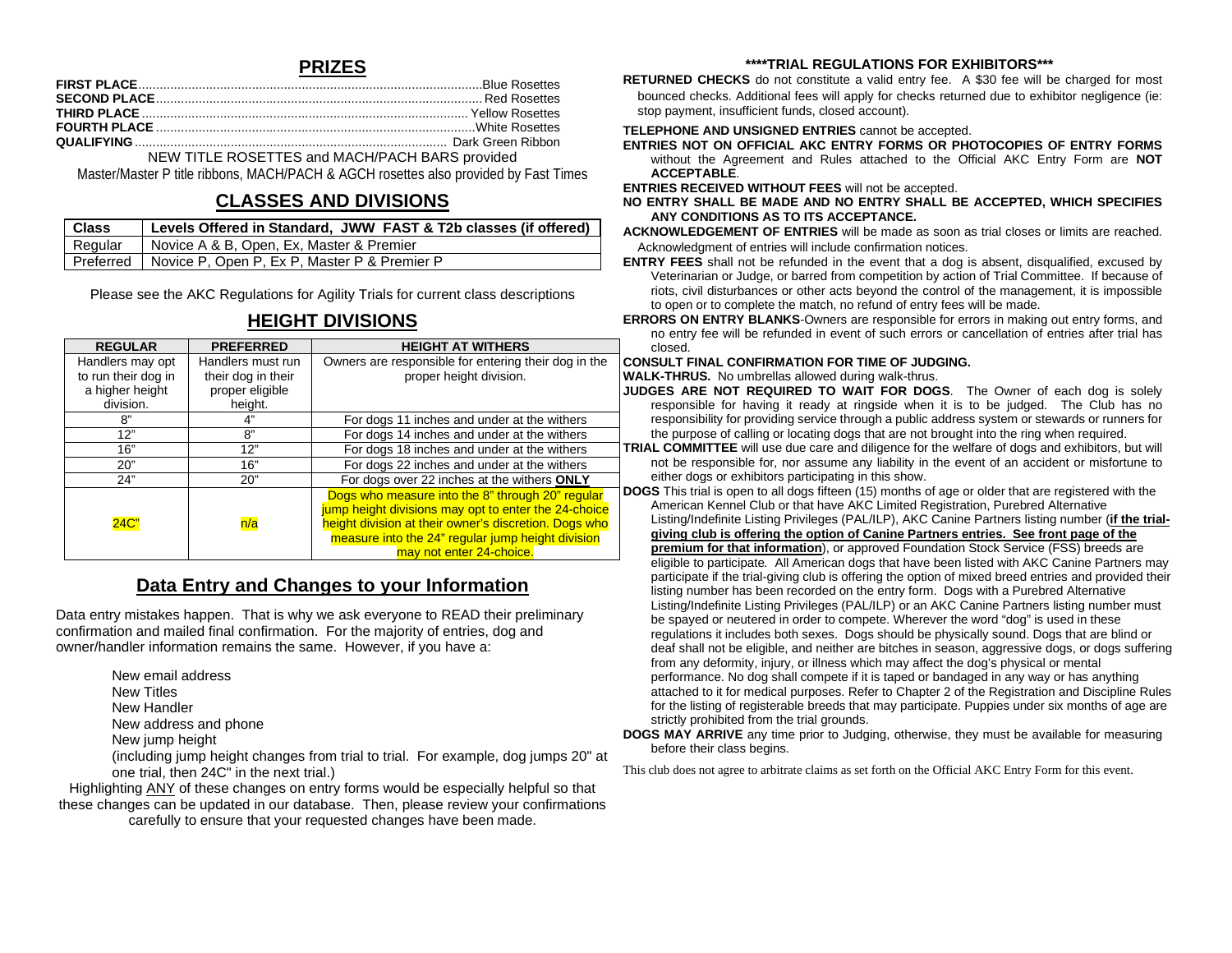## PRIZES

**FIRST PLACE**..........Blue Rosettes
**SECOND PLACE**..........Red Rosettes
**THIRD PLACE**..........Yellow Rosettes
**FOURTH PLACE**..........White Rosettes
**QUALIFYING**..........Dark Green Ribbon

NEW TITLE ROSETTES and MACH/PACH BARS provided

Master/Master P title ribbons, MACH/PACH & AGCH rosettes also provided by Fast Times

## CLASSES AND DIVISIONS

| Class | Levels Offered in Standard, JWW FAST & T2b classes (if offered) |
|---|---|
| Regular | Novice A & B, Open, Ex, Master & Premier |
| Preferred | Novice P, Open P, Ex P, Master P & Premier P |

Please see the AKC Regulations for Agility Trials for current class descriptions

## HEIGHT DIVISIONS

| REGULAR | PREFERRED | HEIGHT AT WITHERS |
|---|---|---|
| Handlers may opt to run their dog in a higher height division. | Handlers must run their dog in their proper eligible height. | Owners are responsible for entering their dog in the proper height division. |
| 8" | 4" | For dogs 11 inches and under at the withers |
| 12" | 8" | For dogs 14 inches and under at the withers |
| 16" | 12" | For dogs 18 inches and under at the withers |
| 20" | 16" | For dogs 22 inches and under at the withers |
| 24" | 20" | For dogs over 22 inches at the withers **ONLY** |
| 24C" | n/a | Dogs who measure into the 8" through 20" regular jump height divisions may opt to enter the 24-choice height division at their owner's discretion. Dogs who measure into the 24" regular jump height division may not enter 24-choice. |

## Data Entry and Changes to your Information

Data entry mistakes happen. That is why we ask everyone to READ their preliminary confirmation and mailed final confirmation. For the majority of entries, dog and owner/handler information remains the same. However, if you have a:

- New email address
- New Titles
- New Handler
- New address and phone
- New jump height
  (including jump height changes from trial to trial. For example, dog jumps 20" at one trial, then 24C" in the next trial.)

Highlighting ANY of these changes on entry forms would be especially helpful so that these changes can be updated in our database. Then, please review your confirmations carefully to ensure that your requested changes have been made.

## ****TRIAL REGULATIONS FOR EXHIBITORS***

**RETURNED CHECKS** do not constitute a valid entry fee. A $30 fee will be charged for most bounced checks. Additional fees will apply for checks returned due to exhibitor negligence (ie: stop payment, insufficient funds, closed account).

**TELEPHONE AND UNSIGNED ENTRIES** cannot be accepted.

**ENTRIES NOT ON OFFICIAL AKC ENTRY FORMS OR PHOTOCOPIES OF ENTRY FORMS** without the Agreement and Rules attached to the Official AKC Entry Form are **NOT ACCEPTABLE**.

**ENTRIES RECEIVED WITHOUT FEES** will not be accepted.

**NO ENTRY SHALL BE MADE AND NO ENTRY SHALL BE ACCEPTED, WHICH SPECIFIES ANY CONDITIONS AS TO ITS ACCEPTANCE.**

**ACKNOWLEDGEMENT OF ENTRIES** will be made as soon as trial closes or limits are reached. Acknowledgment of entries will include confirmation notices.

**ENTRY FEES** shall not be refunded in the event that a dog is absent, disqualified, excused by Veterinarian or Judge, or barred from competition by action of Trial Committee. If because of riots, civil disturbances or other acts beyond the control of the management, it is impossible to open or to complete the match, no refund of entry fees will be made.

**ERRORS ON ENTRY BLANKS**-Owners are responsible for errors in making out entry forms, and no entry fee will be refunded in event of such errors or cancellation of entries after trial has closed.

**CONSULT FINAL CONFIRMATION FOR TIME OF JUDGING.**

**WALK-THRUS.** No umbrellas allowed during walk-thrus.

**JUDGES ARE NOT REQUIRED TO WAIT FOR DOGS**. The Owner of each dog is solely responsible for having it ready at ringside when it is to be judged. The Club has no responsibility for providing service through a public address system or stewards or runners for the purpose of calling or locating dogs that are not brought into the ring when required.

**TRIAL COMMITTEE** will use due care and diligence for the welfare of dogs and exhibitors, but will not be responsible for, nor assume any liability in the event of an accident or misfortune to either dogs or exhibitors participating in this show.

**DOGS** This trial is open to all dogs fifteen (15) months of age or older that are registered with the American Kennel Club or that have AKC Limited Registration, Purebred Alternative Listing/Indefinite Listing Privileges (PAL/ILP), AKC Canine Partners listing number (**if the trial-giving club is offering the option of Canine Partners entries. See front page of the premium for that information**), or approved Foundation Stock Service (FSS) breeds are eligible to participate. All American dogs that have been listed with AKC Canine Partners may participate if the trial-giving club is offering the option of mixed breed entries and provided their listing number has been recorded on the entry form. Dogs with a Purebred Alternative Listing/Indefinite Listing Privileges (PAL/ILP) or an AKC Canine Partners listing number must be spayed or neutered in order to compete. Wherever the word "dog" is used in these regulations it includes both sexes. Dogs should be physically sound. Dogs that are blind or deaf shall not be eligible, and neither are bitches in season, aggressive dogs, or dogs suffering from any deformity, injury, or illness which may affect the dog's physical or mental performance. No dog shall compete if it is taped or bandaged in any way or has anything attached to it for medical purposes. Refer to Chapter 2 of the Registration and Discipline Rules for the listing of registerable breeds that may participate. Puppies under six months of age are strictly prohibited from the trial grounds.

**DOGS MAY ARRIVE** any time prior to Judging, otherwise, they must be available for measuring before their class begins.

This club does not agree to arbitrate claims as set forth on the Official AKC Entry Form for this event.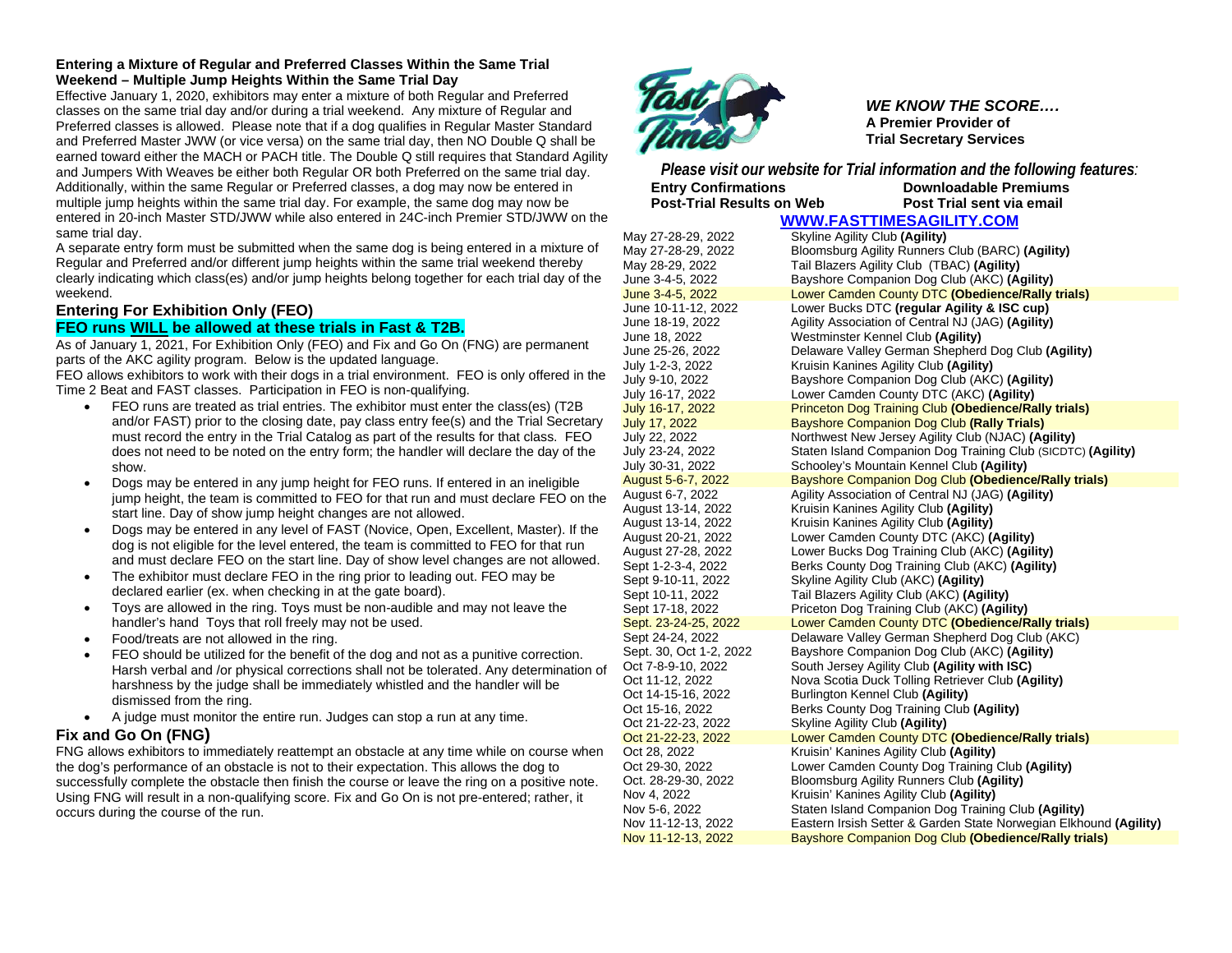### Entering a Mixture of Regular and Preferred Classes Within the Same Trial Weekend – Multiple Jump Heights Within the Same Trial Day

Effective January 1, 2020, exhibitors may enter a mixture of both Regular and Preferred classes on the same trial day and/or during a trial weekend. Any mixture of Regular and Preferred classes is allowed. Please note that if a dog qualifies in Regular Master Standard and Preferred Master JWW (or vice versa) on the same trial day, then NO Double Q shall be earned toward either the MACH or PACH title. The Double Q still requires that Standard Agility and Jumpers With Weaves be either both Regular OR both Preferred on the same trial day. Additionally, within the same Regular or Preferred classes, a dog may now be entered in multiple jump heights within the same trial day. For example, the same dog may now be entered in 20-inch Master STD/JWW while also entered in 24C-inch Premier STD/JWW on the same trial day.

A separate entry form must be submitted when the same dog is being entered in a mixture of Regular and Preferred and/or different jump heights within the same trial weekend thereby clearly indicating which class(es) and/or jump heights belong together for each trial day of the weekend.

### Entering For Exhibition Only (FEO)

**FEO runs WILL be allowed at these trials in Fast & T2B.**

As of January 1, 2021, For Exhibition Only (FEO) and Fix and Go On (FNG) are permanent parts of the AKC agility program. Below is the updated language.

FEO allows exhibitors to work with their dogs in a trial environment. FEO is only offered in the Time 2 Beat and FAST classes. Participation in FEO is non-qualifying.

- FEO runs are treated as trial entries. The exhibitor must enter the class(es) (T2B and/or FAST) prior to the closing date, pay class entry fee(s) and the Trial Secretary must record the entry in the Trial Catalog as part of the results for that class. FEO does not need to be noted on the entry form; the handler will declare the day of the show.
- Dogs may be entered in any jump height for FEO runs. If entered in an ineligible jump height, the team is committed to FEO for that run and must declare FEO on the start line. Day of show jump height changes are not allowed.
- Dogs may be entered in any level of FAST (Novice, Open, Excellent, Master). If the dog is not eligible for the level entered, the team is committed to FEO for that run and must declare FEO on the start line. Day of show level changes are not allowed.
- The exhibitor must declare FEO in the ring prior to leading out. FEO may be declared earlier (ex. when checking in at the gate board).
- Toys are allowed in the ring. Toys must be non-audible and may not leave the handler's hand Toys that roll freely may not be used.
- Food/treats are not allowed in the ring.
- FEO should be utilized for the benefit of the dog and not as a punitive correction. Harsh verbal and /or physical corrections shall not be tolerated. Any determination of harshness by the judge shall be immediately whistled and the handler will be dismissed from the ring.
- A judge must monitor the entire run. Judges can stop a run at any time.

### Fix and Go On (FNG)

FNG allows exhibitors to immediately reattempt an obstacle at any time while on course when the dog's performance of an obstacle is not to their expectation. This allows the dog to successfully complete the obstacle then finish the course or leave the ring on a positive note. Using FNG will result in a non-qualifying score. Fix and Go On is not pre-entered; rather, it occurs during the course of the run.

***WE KNOW THE SCORE….***
**A Premier Provider of Trial Secretary Services**

***Please visit our website for Trial information and the following features:***

| | |
|---|---|
| **Entry Confirmations** | **Downloadable Premiums** |
| **Post-Trial Results on Web** | **Post Trial sent via email** |

**WWW.FASTTIMESAGILITY.COM**

| Date | Club |
|---|---|
| May 27-28-29, 2022 | Skyline Agility Club **(Agility)** |
| May 27-28-29, 2022 | Bloomsburg Agility Runners Club (BARC) **(Agility)** |
| May 28-29, 2022 | Tail Blazers Agility Club (TBAC) **(Agility)** |
| June 3-4-5, 2022 | Bayshore Companion Dog Club (AKC) **(Agility)** |
| June 3-4-5, 2022 | Lower Camden County DTC **(Obedience/Rally trials)** |
| June 10-11-12, 2022 | Lower Bucks DTC **(regular Agility & ISC cup)** |
| June 18-19, 2022 | Agility Association of Central NJ (JAG) **(Agility)** |
| June 18, 2022 | Westminster Kennel Club **(Agility)** |
| June 25-26, 2022 | Delaware Valley German Shepherd Dog Club **(Agility)** |
| July 1-2-3, 2022 | Kruisin Kanines Agility Club **(Agility)** |
| July 9-10, 2022 | Bayshore Companion Dog Club (AKC) **(Agility)** |
| July 16-17, 2022 | Lower Camden County DTC (AKC) **(Agility)** |
| July 16-17, 2022 | Princeton Dog Training Club **(Obedience/Rally trials)** |
| July 17, 2022 | Bayshore Companion Dog Club **(Rally Trials)** |
| July 22, 2022 | Northwest New Jersey Agility Club (NJAC) **(Agility)** |
| July 23-24, 2022 | Staten Island Companion Dog Training Club (SICDTC) **(Agility)** |
| July 30-31, 2022 | Schooley's Mountain Kennel Club **(Agility)** |
| August 5-6-7, 2022 | Bayshore Companion Dog Club **(Obedience/Rally trials)** |
| August 6-7, 2022 | Agility Association of Central NJ (JAG) **(Agility)** |
| August 13-14, 2022 | Kruisin Kanines Agility Club **(Agility)** |
| August 13-14, 2022 | Kruisin Kanines Agility Club **(Agility)** |
| August 20-21, 2022 | Lower Camden County DTC (AKC) **(Agility)** |
| August 27-28, 2022 | Lower Bucks Dog Training Club (AKC) **(Agility)** |
| Sept 1-2-3-4, 2022 | Berks County Dog Training Club (AKC) **(Agility)** |
| Sept 9-10-11, 2022 | Skyline Agility Club (AKC) **(Agility)** |
| Sept 10-11, 2022 | Tail Blazers Agility Club (AKC) **(Agility)** |
| Sept 17-18, 2022 | Priceton Dog Training Club (AKC) **(Agility)** |
| Sept. 23-24-25, 2022 | Lower Camden County DTC **(Obedience/Rally trials)** |
| Sept 24-24, 2022 | Delaware Valley German Shepherd Dog Club (AKC) |
| Sept. 30, Oct 1-2, 2022 | Bayshore Companion Dog Club (AKC) **(Agility)** |
| Oct 7-8-9-10, 2022 | South Jersey Agility Club **(Agility with ISC)** |
| Oct 11-12, 2022 | Nova Scotia Duck Tolling Retriever Club **(Agility)** |
| Oct 14-15-16, 2022 | Burlington Kennel Club **(Agility)** |
| Oct 15-16, 2022 | Berks County Dog Training Club **(Agility)** |
| Oct 21-22-23, 2022 | Skyline Agility Club **(Agility)** |
| Oct 21-22-23, 2022 | Lower Camden County DTC **(Obedience/Rally trials)** |
| Oct 28, 2022 | Kruisin' Kanines Agility Club **(Agility)** |
| Oct 29-30, 2022 | Lower Camden County Dog Training Club **(Agility)** |
| Oct. 28-29-30, 2022 | Bloomsburg Agility Runners Club **(Agility)** |
| Nov 4, 2022 | Kruisin' Kanines Agility Club **(Agility)** |
| Nov 5-6, 2022 | Staten Island Companion Dog Training Club **(Agility)** |
| Nov 11-12-13, 2022 | Eastern Irsish Setter & Garden State Norwegian Elkhound **(Agility)** |
| Nov 11-12-13, 2022 | Bayshore Companion Dog Club **(Obedience/Rally trials)** |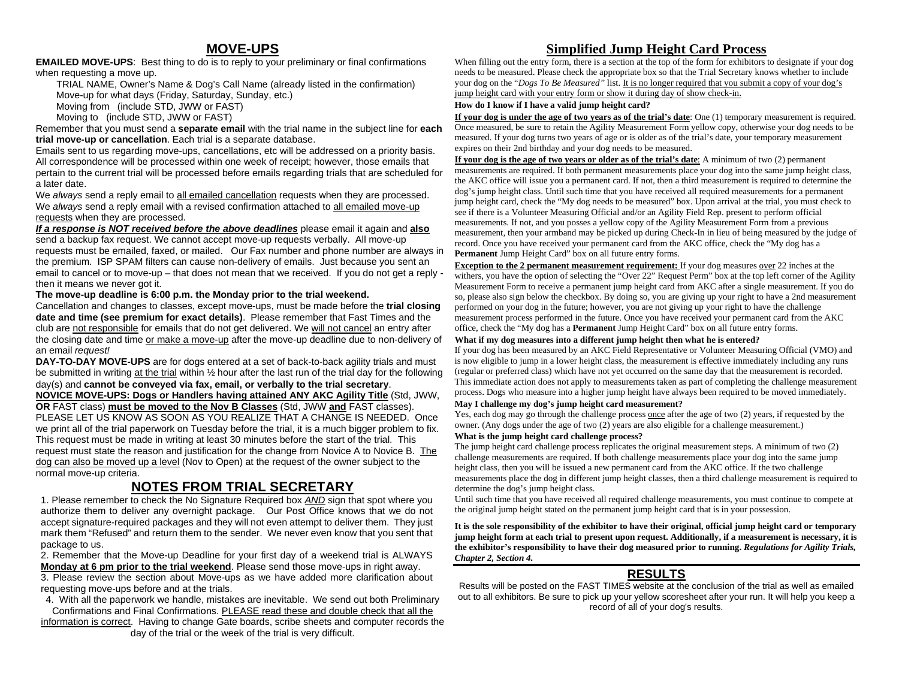## MOVE-UPS

**EMAILED MOVE-UPS**: Best thing to do is to reply to your preliminary or final confirmations when requesting a move up.

TRIAL NAME, Owner's Name & Dog's Call Name (already listed in the confirmation)
Move-up for what days (Friday, Saturday, Sunday, etc.)
Moving from (include STD, JWW or FAST)
Moving to (include STD, JWW or FAST)

Remember that you must send a **separate email** with the trial name in the subject line for **each trial move-up or cancellation**. Each trial is a separate database.

Emails sent to us regarding move-ups, cancellations, etc will be addressed on a priority basis. All correspondence will be processed within one week of receipt; however, those emails that pertain to the current trial will be processed before emails regarding trials that are scheduled for a later date.

We *always* send a reply email to <u>all emailed cancellation</u> requests when they are processed. We *always* send a reply email with a revised confirmation attached to <u>all emailed move-up requests</u> when they are processed.

***If a response is NOT received before the above deadlines*** please email it again and **also** send a backup fax request. We cannot accept move-up requests verbally. All move-up requests must be emailed, faxed, or mailed. Our Fax number and phone number are always in the premium. ISP SPAM filters can cause non-delivery of emails. Just because you sent an email to cancel or to move-up – that does not mean that we received. If you do not get a reply - then it means we never got it.

**The move-up deadline is 6:00 p.m. the Monday prior to the trial weekend.**

Cancellation and changes to classes, except move-ups, must be made before the **trial closing date and time (see premium for exact details)**. Please remember that Fast Times and the club are <u>not responsible</u> for emails that do not get delivered. We <u>will not cancel</u> an entry after the closing date and time <u>or make a move-up</u> after the move-up deadline due to non-delivery of an email *request!*

**DAY-TO-DAY MOVE-UPS** are for dogs entered at a set of back-to-back agility trials and must be submitted in writing <u>at the trial</u> within ½ hour after the last run of the trial day for the following day(s) and **cannot be conveyed via fax, email, or verbally to the trial secretary**.

**<u>NOVICE MOVE-UPS: Dogs or Handlers having attained ANY AKC Agility Title</u>** (Std, JWW, **OR** FAST class) **<u>must be moved to the Nov B Classes</u>** (Std, JWW **<u>and</u>** FAST classes). PLEASE LET US KNOW AS SOON AS YOU REALIZE THAT A CHANGE IS NEEDED. Once we print all of the trial paperwork on Tuesday before the trial, it is a much bigger problem to fix. This request must be made in writing at least 30 minutes before the start of the trial. This request must state the reason and justification for the change from Novice A to Novice B. <u>The dog can also be moved up a level</u> (Nov to Open) at the request of the owner subject to the normal move-up criteria.

## NOTES FROM TRIAL SECRETARY

1. Please remember to check the No Signature Required box ***AND*** sign that spot where you authorize them to deliver any overnight package. Our Post Office knows that we do not accept signature-required packages and they will not even attempt to deliver them. They just mark them "Refused" and return them to the sender. We never even know that you sent that package to us.

2. Remember that the Move-up Deadline for your first day of a weekend trial is ALWAYS **<u>Monday at 6 pm prior to the trial weekend</u>**. Please send those move-ups in right away.

3. Please review the section about Move-ups as we have added more clarification about requesting move-ups before and at the trials.

4. With all the paperwork we handle, mistakes are inevitable. We send out both Preliminary Confirmations and Final Confirmations. <u>PLEASE read these and double check that all the information is correct</u>. Having to change Gate boards, scribe sheets and computer records the day of the trial or the week of the trial is very difficult.

## Simplified Jump Height Card Process

When filling out the entry form, there is a section at the top of the form for exhibitors to designate if your dog needs to be measured. Please check the appropriate box so that the Trial Secretary knows whether to include your dog on the "*Dogs To Be Measured"* list. <u>It is no longer required that you submit a copy of your dog's jump height card with your entry form or show it during day of show check-in.</u>

**How do I know if I have a valid jump height card?**

**<u>If your dog is under the age of two years as of the trial's date</u>**: One (1) temporary measurement is required. Once measured, be sure to retain the Agility Measurement Form yellow copy, otherwise your dog needs to be measured. If your dog turns two years of age or is older as of the trial's date, your temporary measurement expires on their 2nd birthday and your dog needs to be measured.

**<u>If your dog is the age of two years or older as of the trial's date</u>**: A minimum of two (2) permanent measurements are required. If both permanent measurements place your dog into the same jump height class, the AKC office will issue you a permanent card. If not, then a third measurement is required to determine the dog's jump height class. Until such time that you have received all required measurements for a permanent jump height card, check the "My dog needs to be measured" box. Upon arrival at the trial, you must check to see if there is a Volunteer Measuring Official and/or an Agility Field Rep. present to perform official measurements. If not, and you posses a yellow copy of the Agility Measurement Form from a previous measurement, then your armband may be picked up during Check-In in lieu of being measured by the judge of record. Once you have received your permanent card from the AKC office, check the "My dog has a **Permanent** Jump Height Card" box on all future entry forms.

**<u>Exception to the 2 permanent measurement requirement:</u>** If your dog measures <u>over</u> 22 inches at the withers, you have the option of selecting the "Over 22" Request Perm" box at the top left corner of the Agility Measurement Form to receive a permanent jump height card from AKC after a single measurement. If you do so, please also sign below the checkbox. By doing so, you are giving up your right to have a 2nd measurement performed on your dog in the future; however, you are not giving up your right to have the challenge measurement process performed in the future. Once you have received your permanent card from the AKC office, check the "My dog has a **Permanent** Jump Height Card" box on all future entry forms.

**What if my dog measures into a different jump height then what he is entered?**

If your dog has been measured by an AKC Field Representative or Volunteer Measuring Official (VMO) and is now eligible to jump in a lower height class, the measurement is effective immediately including any runs (regular or preferred class) which have not yet occurred on the same day that the measurement is recorded. This immediate action does not apply to measurements taken as part of completing the challenge measurement process. Dogs who measure into a higher jump height have always been required to be moved immediately.

**May I challenge my dog's jump height card measurement?**

Yes, each dog may go through the challenge process <u>once</u> after the age of two (2) years, if requested by the owner. (Any dogs under the age of two (2) years are also eligible for a challenge measurement.)

**What is the jump height card challenge process?**

The jump height card challenge process replicates the original measurement steps. A minimum of two (2) challenge measurements are required. If both challenge measurements place your dog into the same jump height class, then you will be issued a new permanent card from the AKC office. If the two challenge measurements place the dog in different jump height classes, then a third challenge measurement is required to determine the dog's jump height class.

Until such time that you have received all required challenge measurements, you must continue to compete at the original jump height stated on the permanent jump height card that is in your possession.

**It is the sole responsibility of the exhibitor to have their original, official jump height card or temporary jump height form at each trial to present upon request. Additionally, if a measurement is necessary, it is the exhibitor's responsibility to have their dog measured prior to running. *Regulations for Agility Trials, Chapter 2, Section 4.***

## RESULTS

Results will be posted on the FAST TIMES website at the conclusion of the trial as well as emailed out to all exhibitors. Be sure to pick up your yellow scoresheet after your run. It will help you keep a record of all of your dog's results.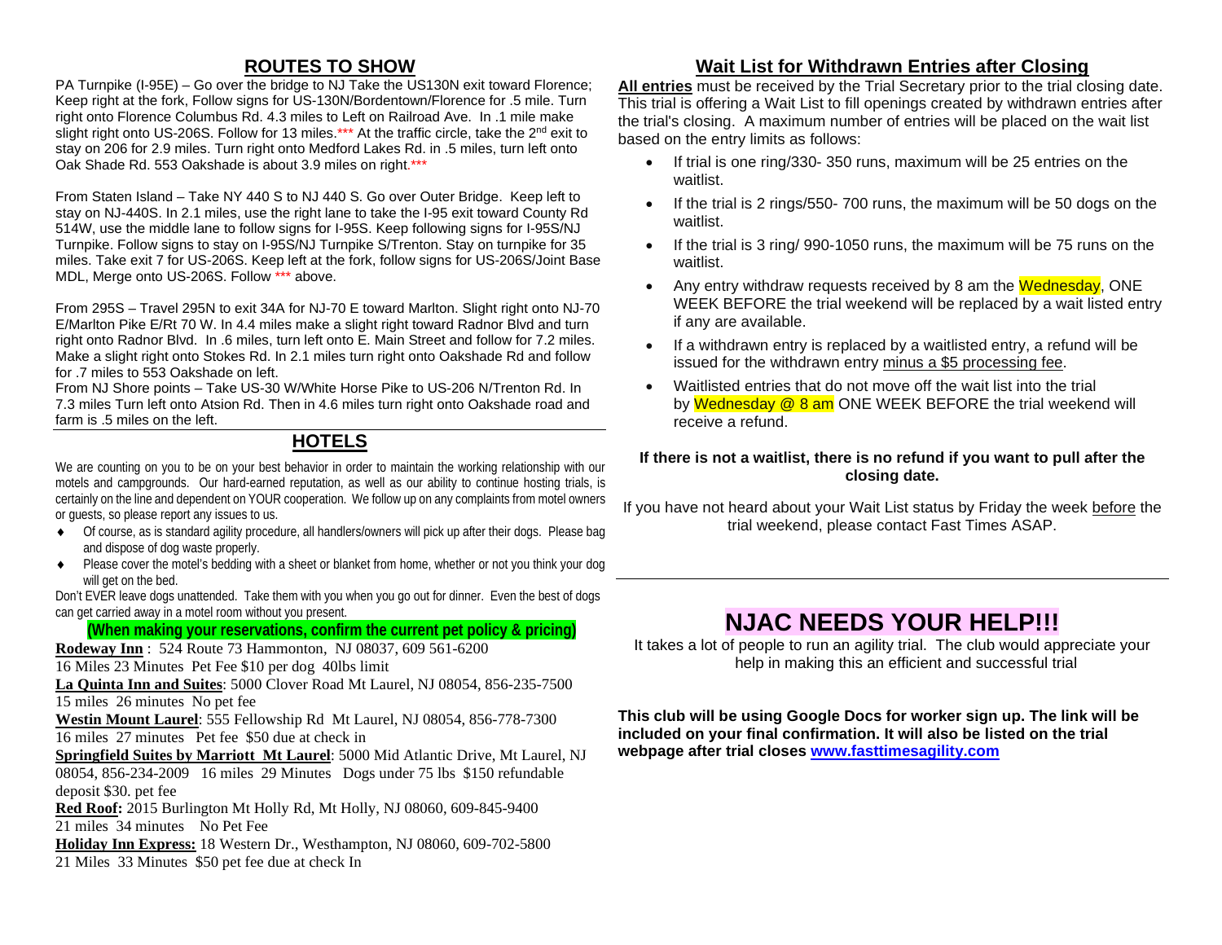## ROUTES TO SHOW

PA Turnpike (I-95E) – Go over the bridge to NJ Take the US130N exit toward Florence; Keep right at the fork, Follow signs for US-130N/Bordentown/Florence for .5 mile. Turn right onto Florence Columbus Rd. 4.3 miles to Left on Railroad Ave. In .1 mile make slight right onto US-206S. Follow for 13 miles.*** At the traffic circle, take the 2nd exit to stay on 206 for 2.9 miles. Turn right onto Medford Lakes Rd. in .5 miles, turn left onto Oak Shade Rd. 553 Oakshade is about 3.9 miles on right.***

From Staten Island – Take NY 440 S to NJ 440 S. Go over Outer Bridge. Keep left to stay on NJ-440S. In 2.1 miles, use the right lane to take the I-95 exit toward County Rd 514W, use the middle lane to follow signs for I-95S. Keep following signs for I-95S/NJ Turnpike. Follow signs to stay on I-95S/NJ Turnpike S/Trenton. Stay on turnpike for 35 miles. Take exit 7 for US-206S. Keep left at the fork, follow signs for US-206S/Joint Base MDL, Merge onto US-206S. Follow *** above.

From 295S – Travel 295N to exit 34A for NJ-70 E toward Marlton. Slight right onto NJ-70 E/Marlton Pike E/Rt 70 W. In 4.4 miles make a slight right toward Radnor Blvd and turn right onto Radnor Blvd. In .6 miles, turn left onto E. Main Street and follow for 7.2 miles. Make a slight right onto Stokes Rd. In 2.1 miles turn right onto Oakshade Rd and follow for .7 miles to 553 Oakshade on left.

From NJ Shore points – Take US-30 W/White Horse Pike to US-206 N/Trenton Rd. In 7.3 miles Turn left onto Atsion Rd. Then in 4.6 miles turn right onto Oakshade road and farm is .5 miles on the left.

## HOTELS

We are counting on you to be on your best behavior in order to maintain the working relationship with our motels and campgrounds. Our hard-earned reputation, as well as our ability to continue hosting trials, is certainly on the line and dependent on YOUR cooperation. We follow up on any complaints from motel owners or guests, so please report any issues to us.

- Of course, as is standard agility procedure, all handlers/owners will pick up after their dogs. Please bag and dispose of dog waste properly.
- Please cover the motel's bedding with a sheet or blanket from home, whether or not you think your dog will get on the bed.

Don't EVER leave dogs unattended. Take them with you when you go out for dinner. Even the best of dogs can get carried away in a motel room without you present.

**(When making your reservations, confirm the current pet policy & pricing)**

**Rodeway Inn** : 524 Route 73 Hammonton, NJ 08037, 609 561-6200
16 Miles 23 Minutes Pet Fee $10 per dog 40lbs limit

**La Quinta Inn and Suites**: 5000 Clover Road Mt Laurel, NJ 08054, 856-235-7500
15 miles 26 minutes No pet fee

**Westin Mount Laurel**: 555 Fellowship Rd Mt Laurel, NJ 08054, 856-778-7300
16 miles 27 minutes Pet fee $50 due at check in

**Springfield Suites by Marriott Mt Laurel**: 5000 Mid Atlantic Drive, Mt Laurel, NJ 08054, 856-234-2009 16 miles 29 Minutes Dogs under 75 lbs $150 refundable deposit $30. pet fee

**Red Roof:** 2015 Burlington Mt Holly Rd, Mt Holly, NJ 08060, 609-845-9400
21 miles 34 minutes No Pet Fee

**Holiday Inn Express:** 18 Western Dr., Westhampton, NJ 08060, 609-702-5800
21 Miles 33 Minutes $50 pet fee due at check In

## Wait List for Withdrawn Entries after Closing

**All entries** must be received by the Trial Secretary prior to the trial closing date. This trial is offering a Wait List to fill openings created by withdrawn entries after the trial's closing. A maximum number of entries will be placed on the wait list based on the entry limits as follows:

- If trial is one ring/330- 350 runs, maximum will be 25 entries on the waitlist.
- If the trial is 2 rings/550- 700 runs, the maximum will be 50 dogs on the waitlist.
- If the trial is 3 ring/ 990-1050 runs, the maximum will be 75 runs on the waitlist.
- Any entry withdraw requests received by 8 am the Wednesday, ONE WEEK BEFORE the trial weekend will be replaced by a wait listed entry if any are available.
- If a withdrawn entry is replaced by a waitlisted entry, a refund will be issued for the withdrawn entry minus a $5 processing fee.
- Waitlisted entries that do not move off the wait list into the trial by Wednesday @ 8 am ONE WEEK BEFORE the trial weekend will receive a refund.

**If there is not a waitlist, there is no refund if you want to pull after the closing date.**

If you have not heard about your Wait List status by Friday the week before the trial weekend, please contact Fast Times ASAP.

## NJAC NEEDS YOUR HELP!!!

It takes a lot of people to run an agility trial. The club would appreciate your help in making this an efficient and successful trial

**This club will be using Google Docs for worker sign up. The link will be included on your final confirmation. It will also be listed on the trial webpage after trial closes www.fasttimesagility.com**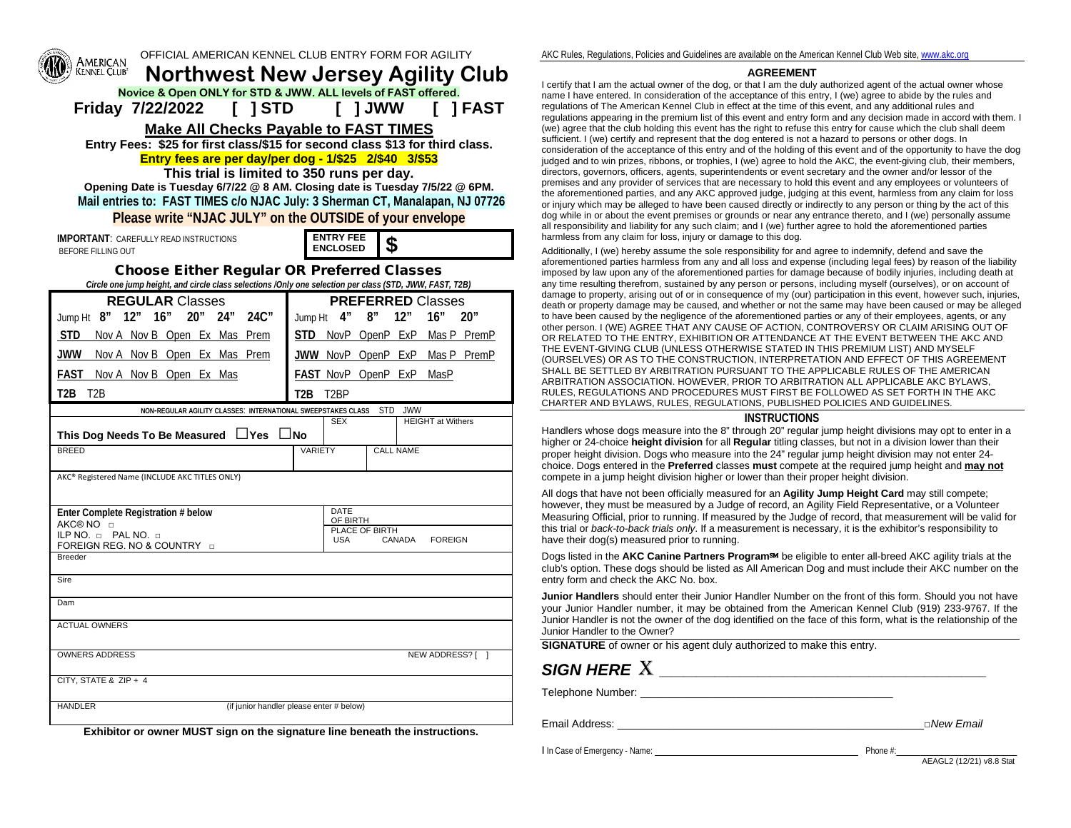OFFICIAL AMERICAN KENNEL CLUB ENTRY FORM FOR AGILITY

# Northwest New Jersey Agility Club

**Novice & Open ONLY for STD & JWW. ALL levels of FAST offered.**

**Friday 7/22/2022 [ ] STD [ ] JWW [ ] FAST**

## Make All Checks Payable to FAST TIMES

**Entry Fees: $25 for first class/$15 for second class $13 for third class.**

**Entry fees are per day/per dog - 1/$25 2/$40 3/$53**

**This trial is limited to 350 runs per day.**

**Opening Date is Tuesday 6/7/22 @ 8 AM. Closing date is Tuesday 7/5/22 @ 6PM.**

**Mail entries to: FAST TIMES c/o NJAC July: 3 Sherman CT, Manalapan, NJ 07726**

**Please write "NJAC JULY" on the OUTSIDE of your envelope**

**IMPORTANT**: CAREFULLY READ INSTRUCTIONS BEFORE FILLING OUT

**ENTRY FEE ENCLOSED $**

### Choose Either Regular OR Preferred Classes

*Circle one jump height, and circle class selections /Only one selection per class (STD, JWW, FAST, T2B)*

| **REGULAR** Classes | **PREFERRED** Classes |
|---|---|
| Jump Ht 8" 12" 16" 20" 24" 24C" | Jump Ht 4" 8" 12" 16" 20" |
| **STD** Nov A Nov B Open Ex Mas Prem | **STD** NovP OpenP ExP Mas P PremP |
| **JWW** Nov A Nov B Open Ex Mas Prem | **JWW** NovP OpenP ExP Mas P PremP |
| **FAST** Nov A Nov B Open Ex Mas | **FAST** NovP OpenP ExP MasP |
| **T2B** T2B | **T2B** T2BP |

NON-REGULAR AGILITY CLASSES: INTERNATIONAL SWEEPSTAKES CLASS STD JWW

| | | |
|---|---|---|
| **This Dog Needs To Be Measured** ☐Yes ☐No | SEX | HEIGHT at Withers |
| BREED | VARIETY | CALL NAME |
| AKC® Registered Name (INCLUDE AKC TITLES ONLY) | | |
| **Enter Complete Registration # below** AKC® NO ☐ ILP NO. ☐ PAL NO. ☐ FOREIGN REG. NO & COUNTRY ☐ | DATE OF BIRTH / PLACE OF BIRTH USA CANADA FOREIGN | |
| Breeder | | |
| Sire | | |
| Dam | | |
| ACTUAL OWNERS | | |
| OWNERS ADDRESS | | NEW ADDRESS? [ ] |
| CITY, STATE & ZIP + 4 | | |
| HANDLER (if junior handler please enter # below) | | |

**Exhibitor or owner MUST sign on the signature line beneath the instructions.**

AKC Rules, Regulations, Policies and Guidelines are available on the American Kennel Club Web site, www.akc.org

## AGREEMENT

I certify that I am the actual owner of the dog, or that I am the duly authorized agent of the actual owner whose name I have entered. In consideration of the acceptance of this entry, I (we) agree to abide by the rules and regulations of The American Kennel Club in effect at the time of this event, and any additional rules and regulations appearing in the premium list of this event and entry form and any decision made in accord with them. I (we) agree that the club holding this event has the right to refuse this entry for cause which the club shall deem sufficient. I (we) certify and represent that the dog entered is not a hazard to persons or other dogs. In consideration of the acceptance of this entry and of the holding of this event and of the opportunity to have the dog judged and to win prizes, ribbons, or trophies, I (we) agree to hold the AKC, the event-giving club, their members, directors, governors, officers, agents, superintendents or event secretary and the owner and/or lessor of the premises and any provider of services that are necessary to hold this event and any employees or volunteers of the aforementioned parties, and any AKC approved judge, judging at this event, harmless from any claim for loss or injury which may be alleged to have been caused directly or indirectly to any person or thing by the act of this dog while in or about the event premises or grounds or near any entrance thereto, and I (we) personally assume all responsibility and liability for any such claim; and I (we) further agree to hold the aforementioned parties harmless from any claim for loss, injury or damage to this dog.

Additionally, I (we) hereby assume the sole responsibility for and agree to indemnify, defend and save the aforementioned parties harmless from any and all loss and expense (including legal fees) by reason of the liability imposed by law upon any of the aforementioned parties for damage because of bodily injuries, including death at any time resulting therefrom, sustained by any person or persons, including myself (ourselves), or on account of damage to property, arising out of or in consequence of my (our) participation in this event, however such, injuries, death or property damage may be caused, and whether or not the same may have been caused or may be alleged to have been caused by the negligence of the aforementioned parties or any of their employees, agents, or any other person. I (WE) AGREE THAT ANY CAUSE OF ACTION, CONTROVERSY OR CLAIM ARISING OUT OF OR RELATED TO THE ENTRY, EXHIBITION OR ATTENDANCE AT THE EVENT BETWEEN THE AKC AND THE EVENT-GIVING CLUB (UNLESS OTHERWISE STATED IN THIS PREMIUM LIST) AND MYSELF (OURSELVES) OR AS TO THE CONSTRUCTION, INTERPRETATION AND EFFECT OF THIS AGREEMENT SHALL BE SETTLED BY ARBITRATION PURSUANT TO THE APPLICABLE RULES OF THE AMERICAN ARBITRATION ASSOCIATION. HOWEVER, PRIOR TO ARBITRATION ALL APPLICABLE AKC BYLAWS, RULES, REGULATIONS AND PROCEDURES MUST FIRST BE FOLLOWED AS SET FORTH IN THE AKC CHARTER AND BYLAWS, RULES, REGULATIONS, PUBLISHED POLICIES AND GUIDELINES.

## INSTRUCTIONS

Handlers whose dogs measure into the 8" through 20" regular jump height divisions may opt to enter in a higher or 24-choice **height division** for all **Regular** titling classes, but not in a division lower than their proper height division. Dogs who measure into the 24" regular jump height division may not enter 24-choice. Dogs entered in the **Preferred** classes **must** compete at the required jump height and **may not** compete in a jump height division higher or lower than their proper height division.

All dogs that have not been officially measured for an **Agility Jump Height Card** may still compete; however, they must be measured by a Judge of record, an Agility Field Representative, or a Volunteer Measuring Official, prior to running. If measured by the Judge of record, that measurement will be valid for this trial or *back-to-back trials only*. If a measurement is necessary, it is the exhibitor's responsibility to have their dog(s) measured prior to running.

Dogs listed in the **AKC Canine Partners Program℠** be eligible to enter all-breed AKC agility trials at the club's option. These dogs should be listed as All American Dog and must include their AKC number on the entry form and check the AKC No. box.

**Junior Handlers** should enter their Junior Handler Number on the front of this form. Should you not have your Junior Handler number, it may be obtained from the American Kennel Club (919) 233-9767. If the Junior Handler is not the owner of the dog identified on the face of this form, what is the relationship of the Junior Handler to the Owner?

**SIGNATURE** of owner or his agent duly authorized to make this entry.

***SIGN HERE*** X ____________________________________________

Telephone Number: ________________________________________

Email Address: ________________________________________ ☐*New Email*

In Case of Emergency - Name: ______________________ Phone #: ______________________

AEAGL2 (12/21) v8.8 Stat